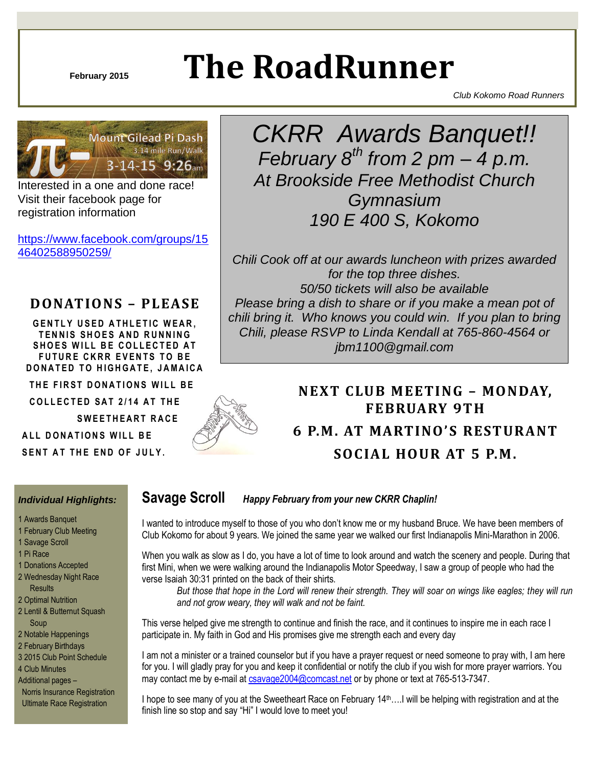February 2015

# The RoadRunner

*Club Kokomo Road Runners*

Mount Gilead Pi Dash
3.14 mile Run/Walk
3-14-15 9:26am

Interested in a one and done race! Visit their facebook page for registration information

https://www.facebook.com/groups/1546402588950259/

## DONATIONS – PLEASE

GENTLY USED ATHLETIC WEAR, TENNIS SHOES AND RUNNING SHOES WILL BE COLLECTED AT FUTURE CKRR EVENTS TO BE DONATED TO HIGHGATE, JAMAICA

THE FIRST DONATIONS WILL BE COLLECTED SAT 2/14 AT THE SWEETHEART RACE

ALL DONATIONS WILL BE SENT AT THE END OF JULY.

## *CKRR Awards Banquet!!*

*February 8th from 2 pm – 4 p.m.*
*At Brookside Free Methodist Church Gymnasium*
*190 E 400 S, Kokomo*

*Chili Cook off at our awards luncheon with prizes awarded for the top three dishes.*
*50/50 tickets will also be available*
*Please bring a dish to share or if you make a mean pot of chili bring it. Who knows you could win. If you plan to bring Chili, please RSVP to Linda Kendall at 765-860-4564 or jbm1100@gmail.com*

## NEXT CLUB MEETING – MONDAY, FEBRUARY 9TH

## 6 P.M. AT MARTINO'S RESTURANT

## SOCIAL HOUR AT 5 P.M.

***Individual Highlights:***

- 1 Awards Banquet
- 1 February Club Meeting
- 1 Savage Scroll
- 1 Pi Race
- 1 Donations Accepted
- 2 Wednesday Night Race Results
- 2 Optimal Nutrition
- 2 Lentil & Butternut Squash Soup
- 2 Notable Happenings
- 2 February Birthdays
- 3 2015 Club Point Schedule
- 4 Club Minutes
- Additional pages –
  - Norris Insurance Registration
  - Ultimate Race Registration

## Savage Scroll

***Happy February from your new CKRR Chaplin!***

I wanted to introduce myself to those of you who don't know me or my husband Bruce. We have been members of Club Kokomo for about 9 years. We joined the same year we walked our first Indianapolis Mini-Marathon in 2006.

When you walk as slow as I do, you have a lot of time to look around and watch the scenery and people. During that first Mini, when we were walking around the Indianapolis Motor Speedway, I saw a group of people who had the verse Isaiah 30:31 printed on the back of their shirts.

> *But those that hope in the Lord will renew their strength. They will soar on wings like eagles; they will run and not grow weary, they will walk and not be faint.*

This verse helped give me strength to continue and finish the race, and it continues to inspire me in each race I participate in. My faith in God and His promises give me strength each and every day

I am not a minister or a trained counselor but if you have a prayer request or need someone to pray with, I am here for you. I will gladly pray for you and keep it confidential or notify the club if you wish for more prayer warriors. You may contact me by e-mail at csavage2004@comcast.net or by phone or text at 765-513-7347.

I hope to see many of you at the Sweetheart Race on February 14th….I will be helping with registration and at the finish line so stop and say "Hi" I would love to meet you!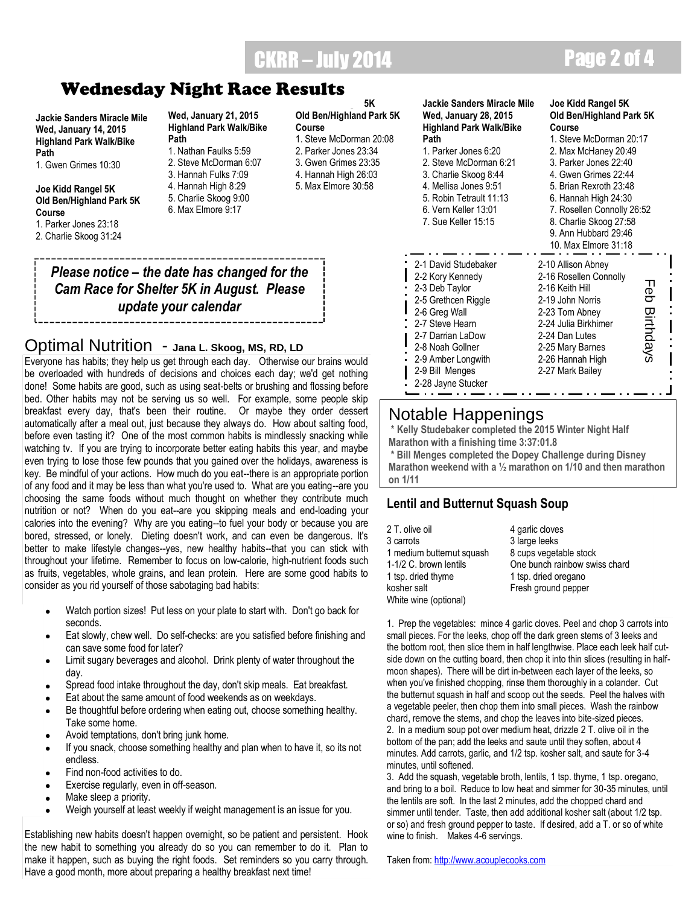# Wednesday Night Race Results

**Jackie Sanders Miracle Mile**
**Wed, January 14, 2015**
**Highland Park Walk/Bike Path**
1. Gwen Grimes 10:30

**Joe Kidd Rangel 5K**
**Old Ben/Highland Park 5K Course**
1. Parker Jones 23:18
2. Charlie Skoog 31:24

**Wed, January 21, 2015**
**Highland Park Walk/Bike Path**
1. Nathan Faulks 5:59
2. Steve McDorman 6:07
3. Hannah Fulks 7:09
4. Hannah High 8:29
5. Charlie Skoog 9:00
6. Max Elmore 9:17

**5K**
**Old Ben/Highland Park 5K Course**
1. Steve McDorman 20:08
2. Parker Jones 23:34
3. Gwen Grimes 23:35
4. Hannah High 26:03
5. Max Elmore 30:58

**Jackie Sanders Miracle Mile**
**Wed, January 28, 2015**
**Highland Park Walk/Bike Path**
1. Parker Jones 6:20
2. Steve McDorman 6:21
3. Charlie Skoog 8:44
4. Mellisa Jones 9:51
5. Robin Tetrault 11:13
6. Vern Keller 13:01
7. Sue Keller 15:15

**Joe Kidd Rangel 5K**
**Old Ben/Highland Park 5K Course**
1. Steve McDorman 20:17
2. Max McHaney 20:49
3. Parker Jones 22:40
4. Gwen Grimes 22:44
5. Brian Rexroth 23:48
6. Hannah High 24:30
7. Rosellen Connolly 26:52
8. Charlie Skoog 27:58
9. Ann Hubbard 29:46
10. Max Elmore 31:18

*Please notice – the date has changed for the Cam Race for Shelter 5K in August. Please update your calendar*

## Feb Birthdays

2-1 David Studebaker
2-2 Kory Kennedy
2-3 Deb Taylor
2-5 Grethcen Riggle
2-6 Greg Wall
2-7 Steve Hearn
2-7 Darrian LaDow
2-8 Noah Gollner
2-9 Amber Longwith
2-9 Bill Menges
2-28 Jayne Stucker
2-10 Allison Abney
2-16 Rosellen Connolly
2-16 Keith Hill
2-19 John Norris
2-23 Tom Abney
2-24 Julia Birkhimer
2-24 Dan Lutes
2-25 Mary Barnes
2-26 Hannah High
2-27 Mark Bailey

## Optimal Nutrition - Jana L. Skoog, MS, RD, LD

Everyone has habits; they help us get through each day. Otherwise our brains would be overloaded with hundreds of decisions and choices each day; we'd get nothing done! Some habits are good, such as using seat-belts or brushing and flossing before bed. Other habits may not be serving us so well. For example, some people skip breakfast every day, that's been their routine. Or maybe they order dessert automatically after a meal out, just because they always do. How about salting food, before even tasting it? One of the most common habits is mindlessly snacking while watching tv. If you are trying to incorporate better eating habits this year, and maybe even trying to lose those few pounds that you gained over the holidays, awareness is key. Be mindful of your actions. How much do you eat--there is an appropriate portion of any food and it may be less than what you're used to. What are you eating--are you choosing the same foods without much thought on whether they contribute much nutrition or not? When do you eat--are you skipping meals and end-loading your calories into the evening? Why are you eating--to fuel your body or because you are bored, stressed, or lonely. Dieting doesn't work, and can even be dangerous. It's better to make lifestyle changes--yes, new healthy habits--that you can stick with throughout your lifetime. Remember to focus on low-calorie, high-nutrient foods such as fruits, vegetables, whole grains, and lean protein. Here are some good habits to consider as you rid yourself of those sabotaging bad habits:

- Watch portion sizes! Put less on your plate to start with. Don't go back for seconds.
- Eat slowly, chew well. Do self-checks: are you satisfied before finishing and can save some food for later?
- Limit sugary beverages and alcohol. Drink plenty of water throughout the day.
- Spread food intake throughout the day, don't skip meals. Eat breakfast.
- Eat about the same amount of food weekends as on weekdays.
- Be thoughtful before ordering when eating out, choose something healthy. Take some home.
- Avoid temptations, don't bring junk home.
- If you snack, choose something healthy and plan when to have it, so its not endless.
- Find non-food activities to do.
- Exercise regularly, even in off-season.
- Make sleep a priority.
- Weigh yourself at least weekly if weight management is an issue for you.

Establishing new habits doesn't happen overnight, so be patient and persistent. Hook the new habit to something you already do so you can remember to do it. Plan to make it happen, such as buying the right foods. Set reminders so you carry through. Have a good month, more about preparing a healthy breakfast next time!

## Notable Happenings

**\* Kelly Studebaker completed the 2015 Winter Night Half Marathon with a finishing time 3:37:01.8**

**\* Bill Menges completed the Dopey Challenge during Disney Marathon weekend with a ½ marathon on 1/10 and then marathon on 1/11**

## Lentil and Butternut Squash Soup

2 T. olive oil
3 carrots
1 medium butternut squash
1-1/2 C. brown lentils
1 tsp. dried thyme
kosher salt
White wine (optional)
4 garlic cloves
3 large leeks
8 cups vegetable stock
One bunch rainbow swiss chard
1 tsp. dried oregano
Fresh ground pepper

1. Prep the vegetables: mince 4 garlic cloves. Peel and chop 3 carrots into small pieces. For the leeks, chop off the dark green stems of 3 leeks and the bottom root, then slice them in half lengthwise. Place each leek half cut-side down on the cutting board, then chop it into thin slices (resulting in half-moon shapes). There will be dirt in-between each layer of the leeks, so when you've finished chopping, rinse them thoroughly in a colander. Cut the butternut squash in half and scoop out the seeds. Peel the halves with a vegetable peeler, then chop them into small pieces. Wash the rainbow chard, remove the stems, and chop the leaves into bite-sized pieces.
2. In a medium soup pot over medium heat, drizzle 2 T. olive oil in the bottom of the pan; add the leeks and saute until they soften, about 4 minutes. Add carrots, garlic, and 1/2 tsp. kosher salt, and saute for 3-4 minutes, until softened.
3. Add the squash, vegetable broth, lentils, 1 tsp. thyme, 1 tsp. oregano, and bring to a boil. Reduce to low heat and simmer for 30-35 minutes, until the lentils are soft. In the last 2 minutes, add the chopped chard and simmer until tender. Taste, then add additional kosher salt (about 1/2 tsp. or so) and fresh ground pepper to taste. If desired, add a T. or so of white wine to finish. Makes 4-6 servings.

Taken from: http://www.acouplecooks.com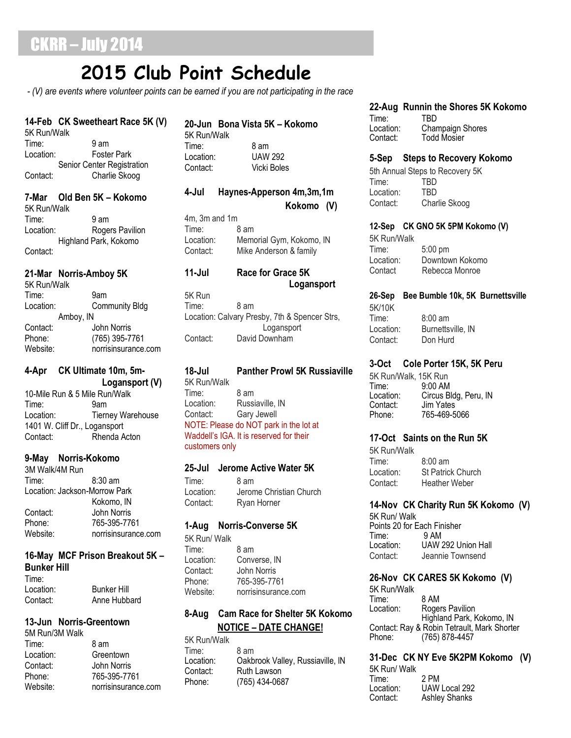# 2015 Club Point Schedule

*- (V) are events where volunteer points can be earned if you are not participating in the race*

### 14-Feb CK Sweetheart Race 5K (V)

5K Run/Walk
Time: 9 am
Location: Foster Park
Senior Center Registration
Contact: Charlie Skoog

### 7-Mar Old Ben 5K – Kokomo

5K Run/Walk
Time: 9 am
Location: Rogers Pavilion
Highland Park, Kokomo
Contact:

### 21-Mar Norris-Amboy 5K

5K Run/Walk
Time: 9am
Location: Community Bldg
Amboy, IN
Contact: John Norris
Phone: (765) 395-7761
Website: norrisinsurance.com

### 4-Apr CK Ultimate 10m, 5m- Logansport (V)

10-Mile Run & 5 Mile Run/Walk
Time: 9am
Location: Tierney Warehouse
1401 W. Cliff Dr., Logansport
Contact: Rhenda Acton

### 9-May Norris-Kokomo

3M Walk/4M Run
Time: 8:30 am
Location: Jackson-Morrow Park
Kokomo, IN
Contact: John Norris
Phone: 765-395-7761
Website: norrisinsurance.com

### 16-May MCF Prison Breakout 5K – Bunker Hill

Time:
Location: Bunker Hill
Contact: Anne Hubbard

### 13-Jun Norris-Greentown

5M Run/3M Walk
Time: 8 am
Location: Greentown
Contact: John Norris
Phone: 765-395-7761
Website: norrisinsurance.com

### 20-Jun Bona Vista 5K – Kokomo

5K Run/Walk
Time: 8 am
Location: UAW 292
Contact: Vicki Boles

### 4-Jul Haynes-Apperson 4m,3m,1m Kokomo (V)

4m, 3m and 1m
Time: 8 am
Location: Memorial Gym, Kokomo, IN
Contact: Mike Anderson & family

### 11-Jul Race for Grace 5K Logansport

5K Run
Time: 8 am
Location: Calvary Presby, 7th & Spencer Strs, Logansport
Contact: David Downham

### 18-Jul Panther Prowl 5K Russiaville

5K Run/Walk
Time: 8 am
Location: Russiaville, IN
Contact: Gary Jewell
NOTE: Please do NOT park in the lot at Waddell's IGA. It is reserved for their customers only

### 25-Jul Jerome Active Water 5K

Time: 8 am
Location: Jerome Christian Church
Contact: Ryan Horner

### 1-Aug Norris-Converse 5K

5K Run/ Walk
Time: 8 am
Location: Converse, IN
Contact: John Norris
Phone: 765-395-7761
Website: norrisinsurance.com

### 8-Aug Cam Race for Shelter 5K Kokomo

**NOTICE – DATE CHANGE!**

5K Run/Walk
Time: 8 am
Location: Oakbrook Valley, Russiaville, IN
Contact: Ruth Lawson
Phone: (765) 434-0687

### 22-Aug Runnin the Shores 5K Kokomo

Time: TBD
Location: Champaign Shores
Contact: Todd Mosier

### 5-Sep Steps to Recovery Kokomo

5th Annual Steps to Recovery 5K
Time: TBD
Location: TBD
Contact: Charlie Skoog

### 12-Sep CK GNO 5K 5PM Kokomo (V)

5K Run/Walk
Time: 5:00 pm
Location: Downtown Kokomo
Contact: Rebecca Monroe

### 26-Sep Bee Bumble 10k, 5K Burnettsville

5K/10K
Time: 8:00 am
Location: Burnettsville, IN
Contact: Don Hurd

### 3-Oct Cole Porter 15K, 5K Peru

5K Run/Walk, 15K Run
Time: 9:00 AM
Location: Circus Bldg, Peru, IN
Contact: Jim Yates
Phone: 765-469-5066

### 17-Oct Saints on the Run 5K

5K Run/Walk
Time: 8:00 am
Location: St Patrick Church
Contact: Heather Weber

### 14-Nov CK Charity Run 5K Kokomo (V)

5K Run/ Walk
Points 20 for Each Finisher
Time: 9 AM
Location: UAW 292 Union Hall
Contact: Jeannie Townsend

### 26-Nov CK CARES 5K Kokomo (V)

5K Run/Walk
Time: 8 AM
Location: Rogers Pavilion
Highland Park, Kokomo, IN
Contact: Ray & Robin Tetrault, Mark Shorter
Phone: (765) 878-4457

### 31-Dec CK NY Eve 5K2PM Kokomo (V)

5K Run/ Walk
Time: 2 PM
Location: UAW Local 292
Contact: Ashley Shanks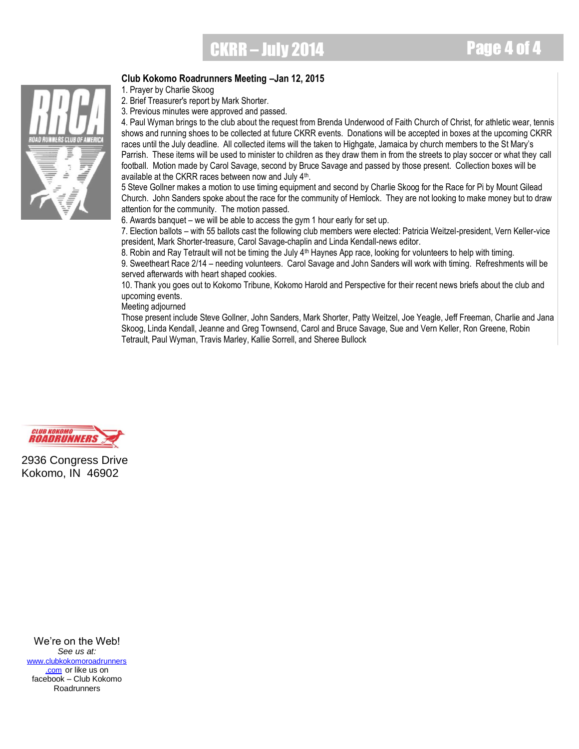## Club Kokomo Roadrunners Meeting –Jan 12, 2015

1. Prayer by Charlie Skoog
2. Brief Treasurer's report by Mark Shorter.
3. Previous minutes were approved and passed.
4. Paul Wyman brings to the club about the request from Brenda Underwood of Faith Church of Christ, for athletic wear, tennis shows and running shoes to be collected at future CKRR events. Donations will be accepted in boxes at the upcoming CKRR races until the July deadline. All collected items will the taken to Highgate, Jamaica by church members to the St Mary's Parrish. These items will be used to minister to children as they draw them in from the streets to play soccer or what they call football. Motion made by Carol Savage, second by Bruce Savage and passed by those present. Collection boxes will be available at the CKRR races between now and July 4th.

5 Steve Gollner makes a motion to use timing equipment and second by Charlie Skoog for the Race for Pi by Mount Gilead Church. John Sanders spoke about the race for the community of Hemlock. They are not looking to make money but to draw attention for the community. The motion passed.

6. Awards banquet – we will be able to access the gym 1 hour early for set up.
7. Election ballots – with 55 ballots cast the following club members were elected: Patricia Weitzel-president, Vern Keller-vice president, Mark Shorter-treasure, Carol Savage-chaplin and Linda Kendall-news editor.
8. Robin and Ray Tetrault will not be timing the July 4th Haynes App race, looking for volunteers to help with timing.
9. Sweetheart Race 2/14 – needing volunteers. Carol Savage and John Sanders will work with timing. Refreshments will be served afterwards with heart shaped cookies.
10. Thank you goes out to Kokomo Tribune, Kokomo Harold and Perspective for their recent news briefs about the club and upcoming events.

Meeting adjourned

Those present include Steve Gollner, John Sanders, Mark Shorter, Patty Weitzel, Joe Yeagle, Jeff Freeman, Charlie and Jana Skoog, Linda Kendall, Jeanne and Greg Townsend, Carol and Bruce Savage, Sue and Vern Keller, Ron Greene, Robin Tetrault, Paul Wyman, Travis Marley, Kallie Sorrell, and Sheree Bullock

2936 Congress Drive
Kokomo, IN 46902

We're on the Web!
*See us at:*
www.clubkokomoroadrunners.com or like us on facebook – Club Kokomo Roadrunners